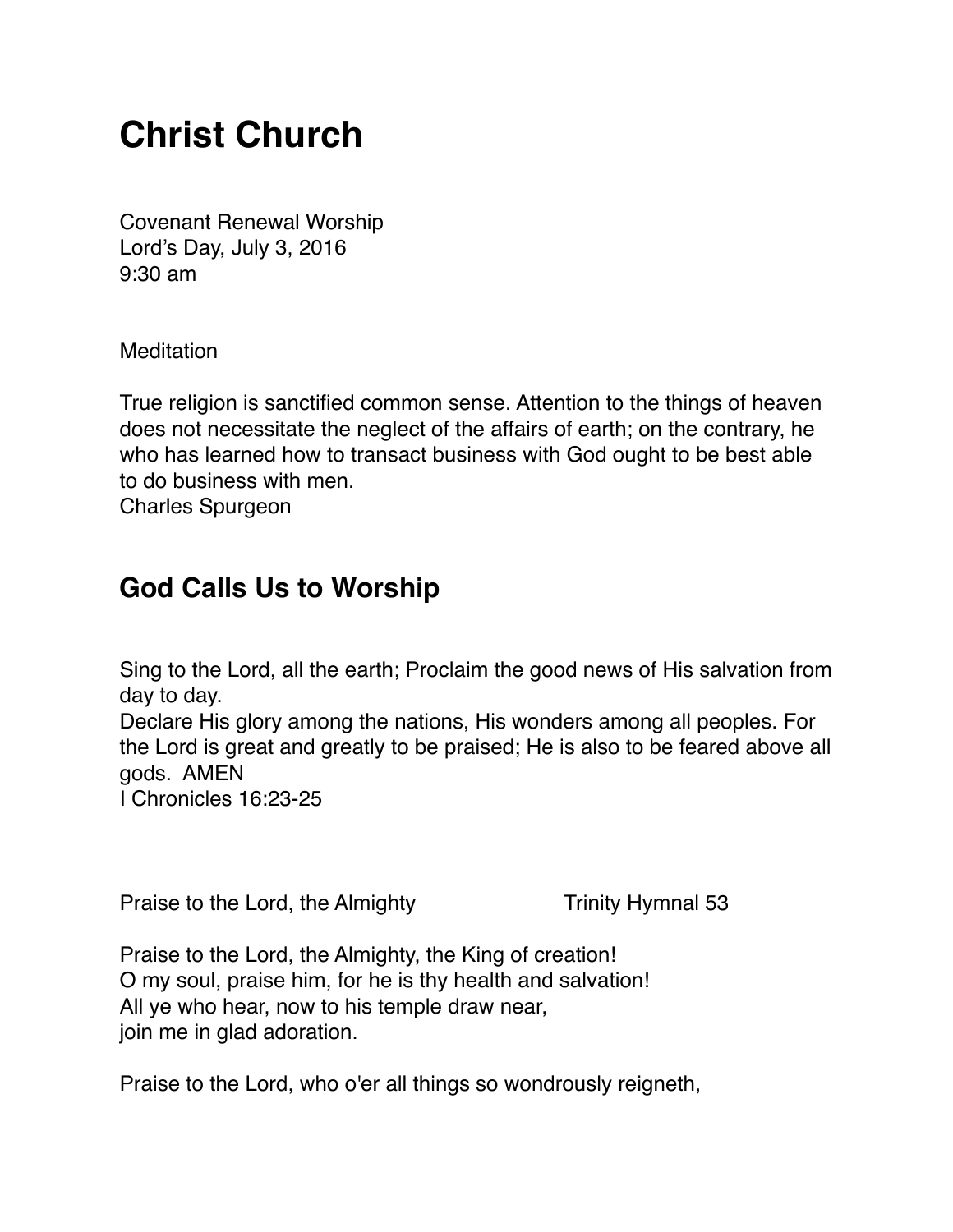# Christ Church

Covenant Renewal Worship
Lord's Day, July 3, 2016
9:30 am

Meditation

True religion is sanctified common sense. Attention to the things of heaven does not necessitate the neglect of the affairs of earth; on the contrary, he who has learned how to transact business with God ought to be best able to do business with men.
Charles Spurgeon

## God Calls Us to Worship

Sing to the Lord, all the earth; Proclaim the good news of His salvation from day to day.
Declare His glory among the nations, His wonders among all peoples. For the Lord is great and greatly to be praised; He is also to be feared above all gods. AMEN
I Chronicles 16:23-25

Praise to the Lord, the Almighty — Trinity Hymnal 53

Praise to the Lord, the Almighty, the King of creation!
O my soul, praise him, for he is thy health and salvation!
All ye who hear, now to his temple draw near,
join me in glad adoration.

Praise to the Lord, who o'er all things so wondrously reigneth,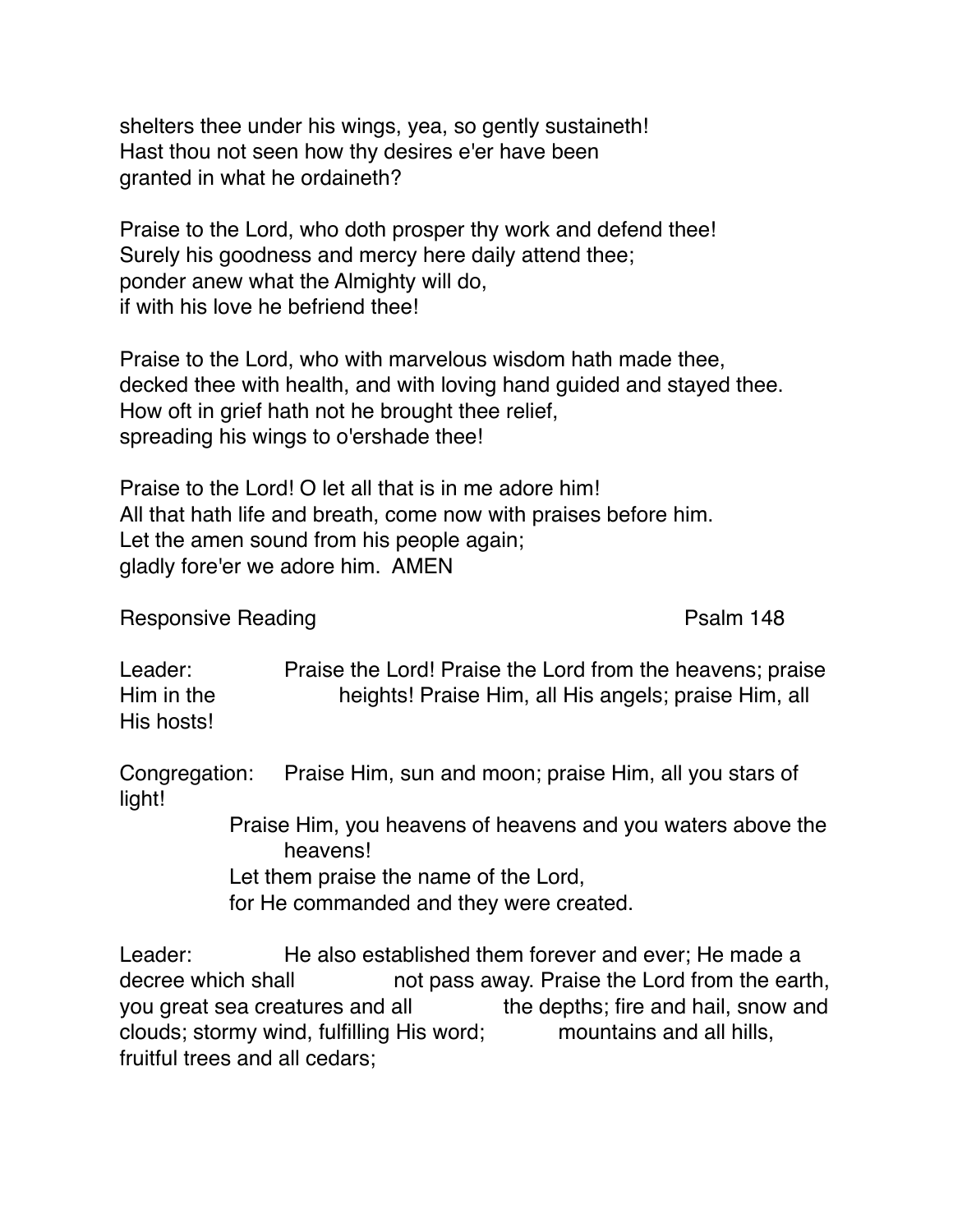shelters thee under his wings, yea, so gently sustaineth!
Hast thou not seen how thy desires e'er have been
granted in what he ordaineth?

Praise to the Lord, who doth prosper thy work and defend thee!
Surely his goodness and mercy here daily attend thee;
ponder anew what the Almighty will do,
if with his love he befriend thee!

Praise to the Lord, who with marvelous wisdom hath made thee,
decked thee with health, and with loving hand guided and stayed thee.
How oft in grief hath not he brought thee relief,
spreading his wings to o'ershade thee!

Praise to the Lord! O let all that is in me adore him!
All that hath life and breath, come now with praises before him.
Let the amen sound from his people again;
gladly fore'er we adore him. AMEN

Responsive Reading Psalm 148

Leader: Praise the Lord! Praise the Lord from the heavens; praise Him in the heights! Praise Him, all His angels; praise Him, all His hosts!

Congregation: Praise Him, sun and moon; praise Him, all you stars of light!
Praise Him, you heavens of heavens and you waters above the heavens!
Let them praise the name of the Lord,
for He commanded and they were created.

Leader: He also established them forever and ever; He made a decree which shall not pass away. Praise the Lord from the earth, you great sea creatures and all the depths; fire and hail, snow and clouds; stormy wind, fulfilling His word; mountains and all hills, fruitful trees and all cedars;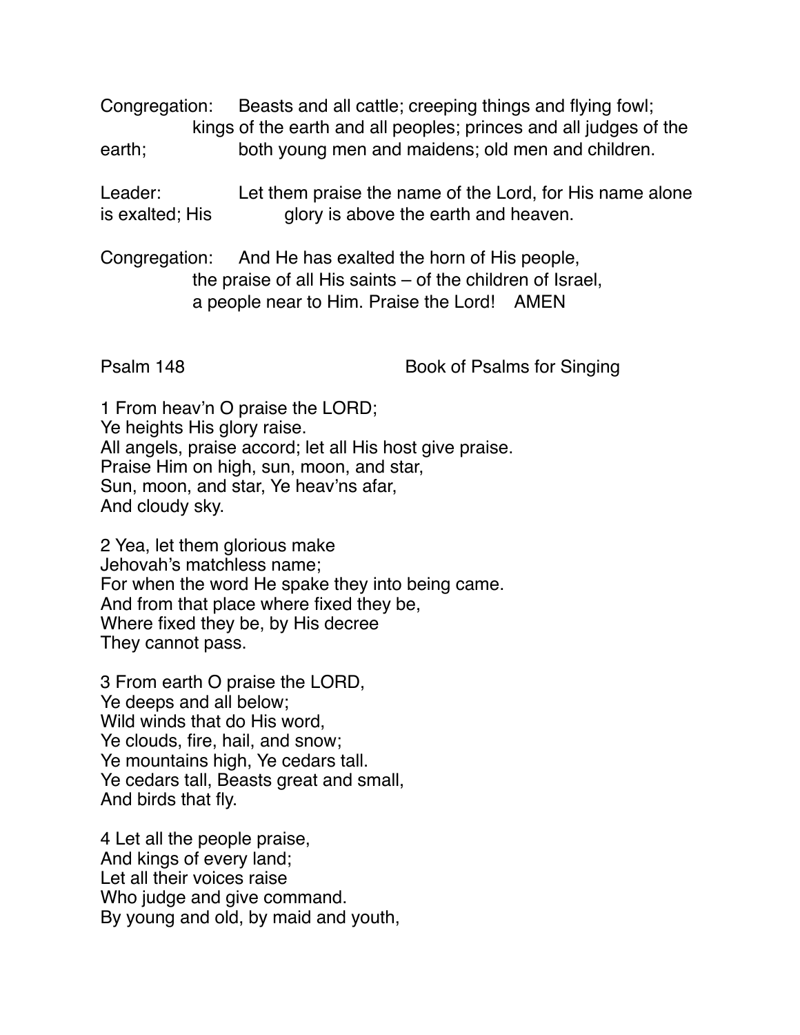Congregation: Beasts and all cattle; creeping things and flying fowl; kings of the earth and all peoples; princes and all judges of the earth; both young men and maidens; old men and children.

Leader: Let them praise the name of the Lord, for His name alone is exalted; His glory is above the earth and heaven.

Congregation: And He has exalted the horn of His people,
the praise of all His saints – of the children of Israel,
a people near to Him. Praise the Lord! AMEN

Psalm 148 Book of Psalms for Singing

1 From heav'n O praise the LORD;
Ye heights His glory raise.
All angels, praise accord; let all His host give praise.
Praise Him on high, sun, moon, and star,
Sun, moon, and star, Ye heav'ns afar,
And cloudy sky.

2 Yea, let them glorious make
Jehovah's matchless name;
For when the word He spake they into being came.
And from that place where fixed they be,
Where fixed they be, by His decree
They cannot pass.

3 From earth O praise the LORD,
Ye deeps and all below;
Wild winds that do His word,
Ye clouds, fire, hail, and snow;
Ye mountains high, Ye cedars tall.
Ye cedars tall, Beasts great and small,
And birds that fly.

4 Let all the people praise,
And kings of every land;
Let all their voices raise
Who judge and give command.
By young and old, by maid and youth,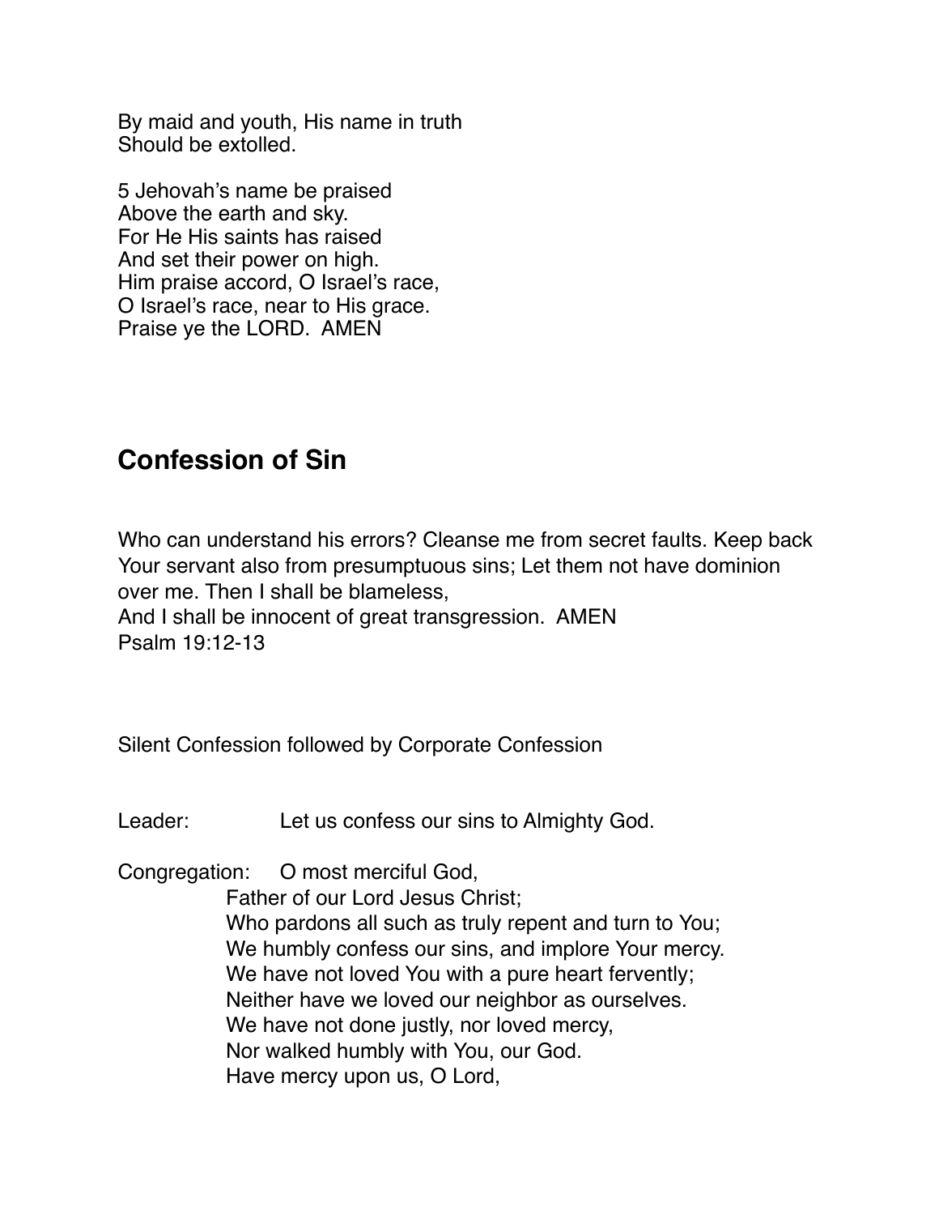By maid and youth, His name in truth  
Should be extolled.

5 Jehovah's name be praised  
Above the earth and sky.  
For He His saints has raised  
And set their power on high.  
Him praise accord, O Israel's race,  
O Israel's race, near to His grace.  
Praise ye the LORD.  AMEN

## Confession of Sin

Who can understand his errors? Cleanse me from secret faults. Keep back Your servant also from presumptuous sins; Let them not have dominion over me. Then I shall be blameless,  
And I shall be innocent of great transgression.  AMEN  
Psalm 19:12-13

Silent Confession followed by Corporate Confession

Leader: Let us confess our sins to Almighty God.

Congregation: O most merciful God,  
Father of our Lord Jesus Christ;  
Who pardons all such as truly repent and turn to You;  
We humbly confess our sins, and implore Your mercy.  
We have not loved You with a pure heart fervently;  
Neither have we loved our neighbor as ourselves.  
We have not done justly, nor loved mercy,  
Nor walked humbly with You, our God.  
Have mercy upon us, O Lord,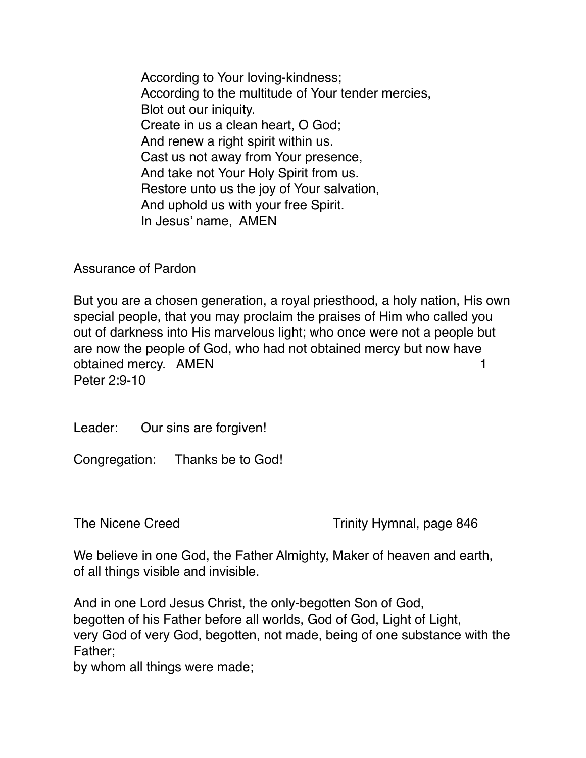According to Your loving-kindness;
According to the multitude of Your tender mercies,
Blot out our iniquity.
Create in us a clean heart, O God;
And renew a right spirit within us.
Cast us not away from Your presence,
And take not Your Holy Spirit from us.
Restore unto us the joy of Your salvation,
And uphold us with your free Spirit.
In Jesus' name, AMEN

Assurance of Pardon

But you are a chosen generation, a royal priesthood, a holy nation, His own special people, that you may proclaim the praises of Him who called you out of darkness into His marvelous light; who once were not a people but are now the people of God, who had not obtained mercy but now have obtained mercy. AMEN 1 Peter 2:9-10

Leader: Our sins are forgiven!

Congregation: Thanks be to God!

The Nicene Creed Trinity Hymnal, page 846

We believe in one God, the Father Almighty, Maker of heaven and earth, of all things visible and invisible.

And in one Lord Jesus Christ, the only-begotten Son of God,
begotten of his Father before all worlds, God of God, Light of Light,
very God of very God, begotten, not made, being of one substance with the Father;
by whom all things were made;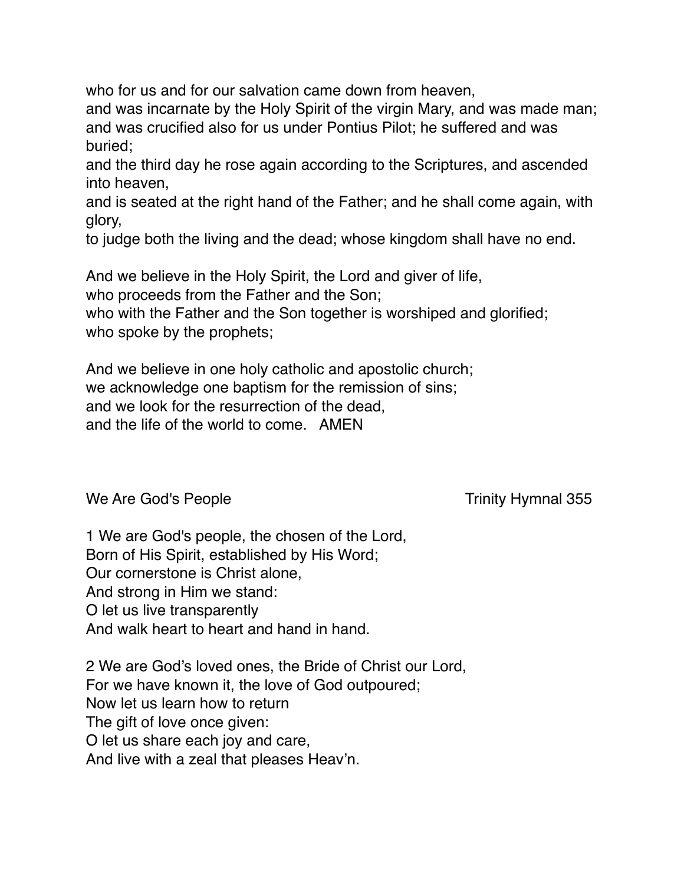who for us and for our salvation came down from heaven,
and was incarnate by the Holy Spirit of the virgin Mary, and was made man;
and was crucified also for us under Pontius Pilot; he suffered and was buried;
and the third day he rose again according to the Scriptures, and ascended into heaven,
and is seated at the right hand of the Father; and he shall come again, with glory,
to judge both the living and the dead; whose kingdom shall have no end.

And we believe in the Holy Spirit, the Lord and giver of life,
who proceeds from the Father and the Son;
who with the Father and the Son together is worshiped and glorified;
who spoke by the prophets;

And we believe in one holy catholic and apostolic church;
we acknowledge one baptism for the remission of sins;
and we look for the resurrection of the dead,
and the life of the world to come. AMEN

We Are God's People — Trinity Hymnal 355

1 We are God's people, the chosen of the Lord,
Born of His Spirit, established by His Word;
Our cornerstone is Christ alone,
And strong in Him we stand:
O let us live transparently
And walk heart to heart and hand in hand.

2 We are God's loved ones, the Bride of Christ our Lord,
For we have known it, the love of God outpoured;
Now let us learn how to return
The gift of love once given:
O let us share each joy and care,
And live with a zeal that pleases Heav'n.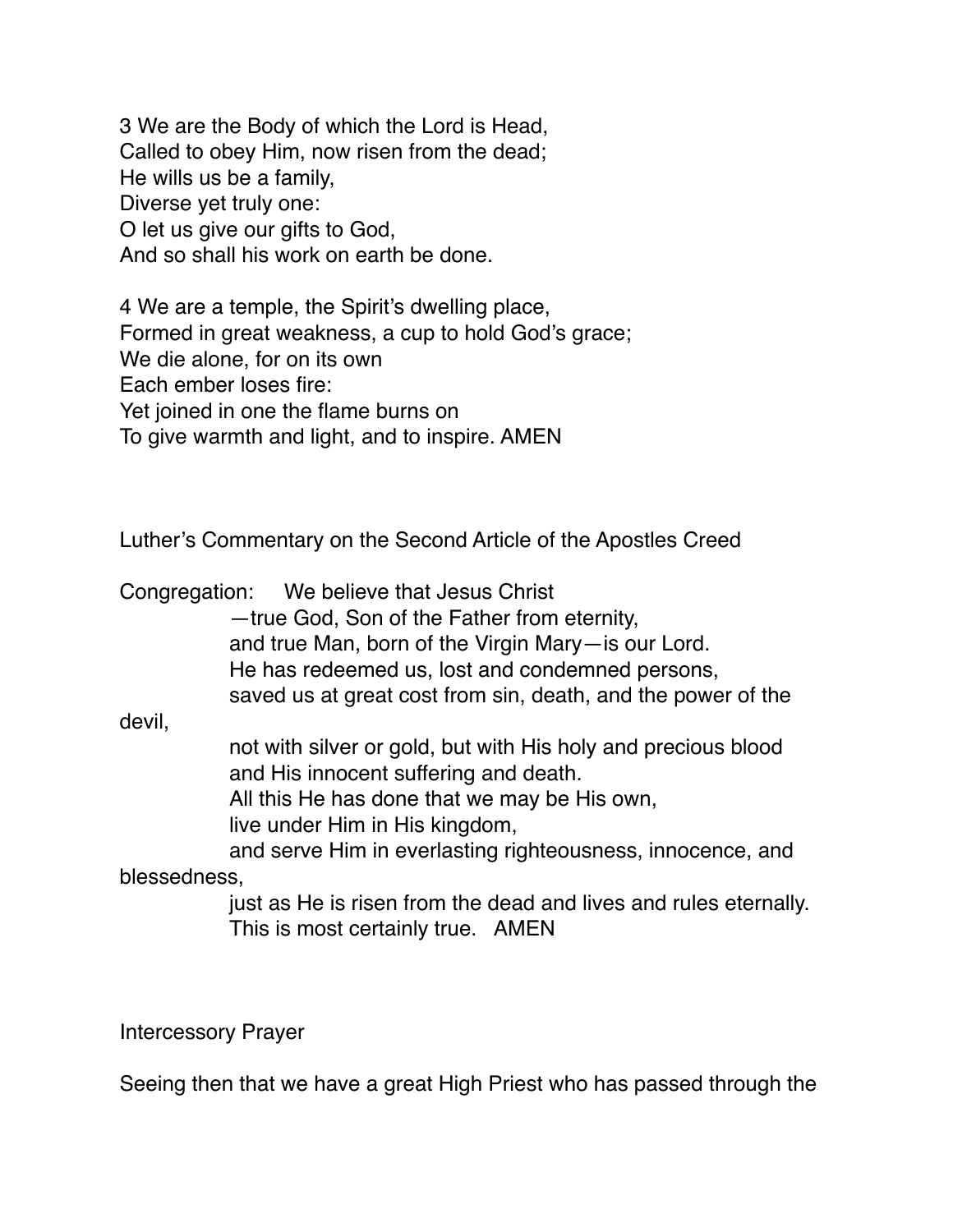3 We are the Body of which the Lord is Head,
Called to obey Him, now risen from the dead;
He wills us be a family,
Diverse yet truly one:
O let us give our gifts to God,
And so shall his work on earth be done.

4 We are a temple, the Spirit's dwelling place,
Formed in great weakness, a cup to hold God's grace;
We die alone, for on its own
Each ember loses fire:
Yet joined in one the flame burns on
To give warmth and light, and to inspire. AMEN

Luther's Commentary on the Second Article of the Apostles Creed

Congregation: We believe that Jesus Christ
—true God, Son of the Father from eternity,
and true Man, born of the Virgin Mary—is our Lord.
He has redeemed us, lost and condemned persons,
saved us at great cost from sin, death, and the power of the devil,
not with silver or gold, but with His holy and precious blood
and His innocent suffering and death.
All this He has done that we may be His own,
live under Him in His kingdom,
and serve Him in everlasting righteousness, innocence, and blessedness,
just as He is risen from the dead and lives and rules eternally.
This is most certainly true. AMEN

Intercessory Prayer

Seeing then that we have a great High Priest who has passed through the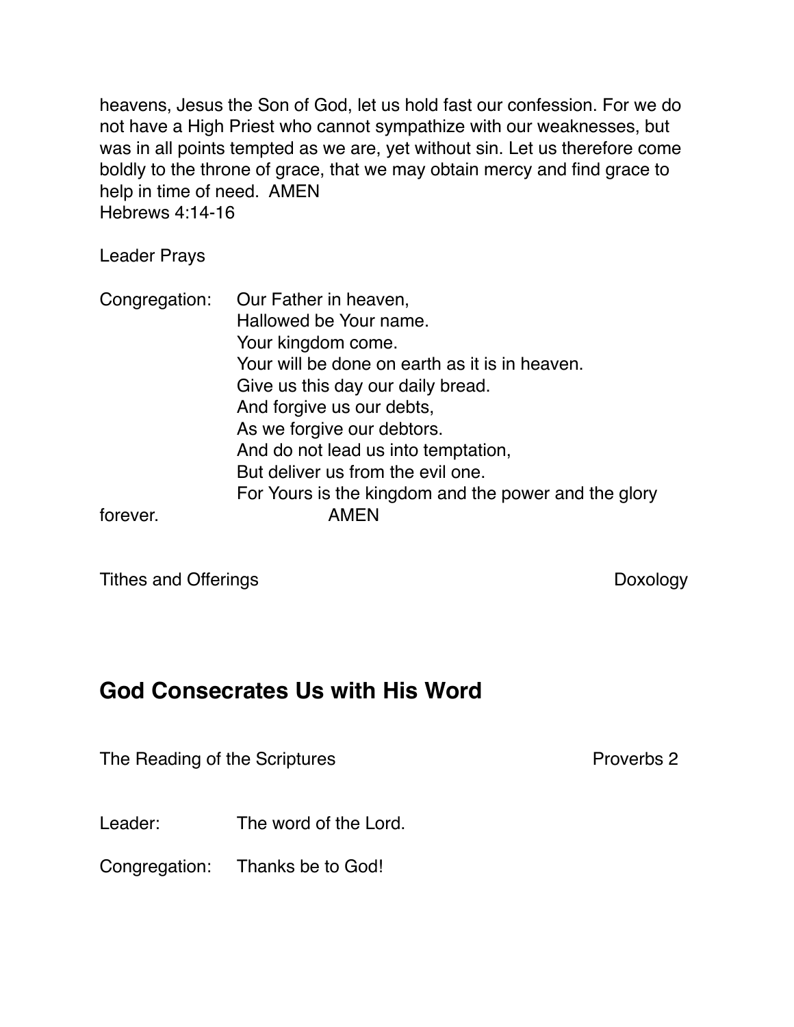heavens, Jesus the Son of God, let us hold fast our confession. For we do not have a High Priest who cannot sympathize with our weaknesses, but was in all points tempted as we are, yet without sin. Let us therefore come boldly to the throne of grace, that we may obtain mercy and find grace to help in time of need.  AMEN
Hebrews 4:14-16

Leader Prays

Congregation: Our Father in heaven,
Hallowed be Your name.
Your kingdom come.
Your will be done on earth as it is in heaven.
Give us this day our daily bread.
And forgive us our debts,
As we forgive our debtors.
And do not lead us into temptation,
But deliver us from the evil one.
For Yours is the kingdom and the power and the glory forever. AMEN

Tithes and Offerings Doxology

## God Consecrates Us with His Word

The Reading of the Scriptures Proverbs 2

Leader: The word of the Lord.

Congregation: Thanks be to God!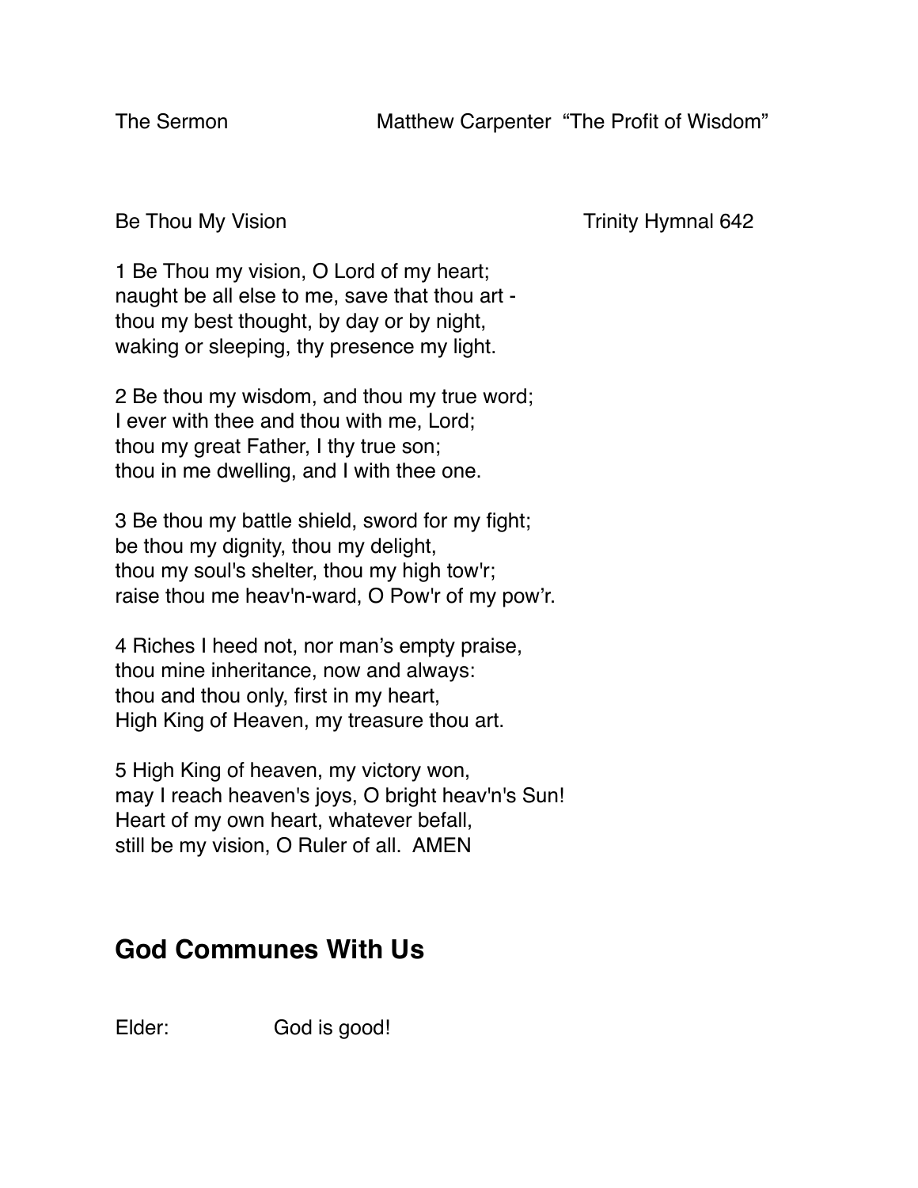The Sermon Matthew Carpenter "The Profit of Wisdom"

Be Thou My Vision Trinity Hymnal 642

1 Be Thou my vision, O Lord of my heart;
naught be all else to me, save that thou art -
thou my best thought, by day or by night,
waking or sleeping, thy presence my light.

2 Be thou my wisdom, and thou my true word;
I ever with thee and thou with me, Lord;
thou my great Father, I thy true son;
thou in me dwelling, and I with thee one.

3 Be thou my battle shield, sword for my fight;
be thou my dignity, thou my delight,
thou my soul's shelter, thou my high tow'r;
raise thou me heav'n-ward, O Pow'r of my pow'r.

4 Riches I heed not, nor man's empty praise,
thou mine inheritance, now and always:
thou and thou only, first in my heart,
High King of Heaven, my treasure thou art.

5 High King of heaven, my victory won,
may I reach heaven's joys, O bright heav'n's Sun!
Heart of my own heart, whatever befall,
still be my vision, O Ruler of all. AMEN

## God Communes With Us

Elder: God is good!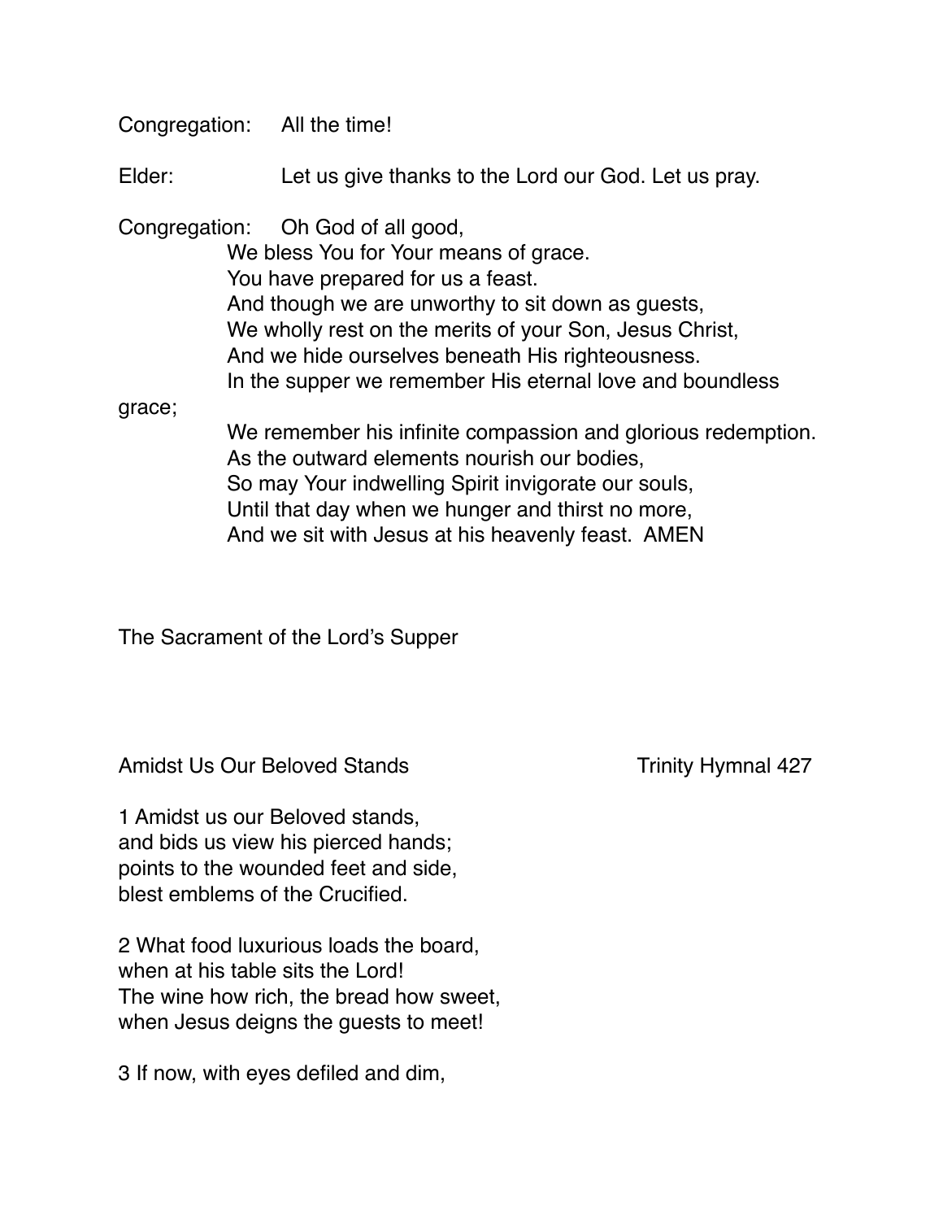Congregation: All the time!

Elder: Let us give thanks to the Lord our God. Let us pray.

Congregation: Oh God of all good,
We bless You for Your means of grace.
You have prepared for us a feast.
And though we are unworthy to sit down as guests,
We wholly rest on the merits of your Son, Jesus Christ,
And we hide ourselves beneath His righteousness.
In the supper we remember His eternal love and boundless grace;
We remember his infinite compassion and glorious redemption.
As the outward elements nourish our bodies,
So may Your indwelling Spirit invigorate our souls,
Until that day when we hunger and thirst no more,
And we sit with Jesus at his heavenly feast. AMEN

The Sacrament of the Lord's Supper

Amidst Us Our Beloved Stands — Trinity Hymnal 427

1 Amidst us our Beloved stands,
and bids us view his pierced hands;
points to the wounded feet and side,
blest emblems of the Crucified.

2 What food luxurious loads the board,
when at his table sits the Lord!
The wine how rich, the bread how sweet,
when Jesus deigns the guests to meet!

3 If now, with eyes defiled and dim,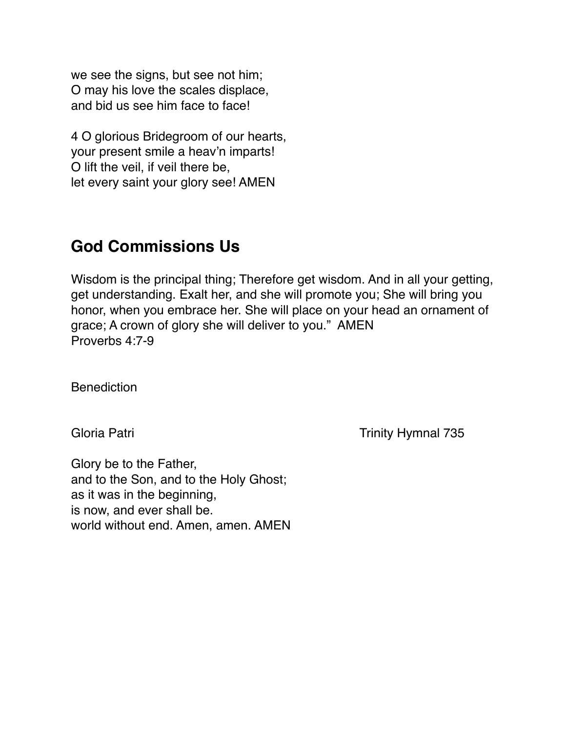we see the signs, but see not him;
O may his love the scales displace,
and bid us see him face to face!

4 O glorious Bridegroom of our hearts,
your present smile a heav'n imparts!
O lift the veil, if veil there be,
let every saint your glory see! AMEN

## God Commissions Us

Wisdom is the principal thing; Therefore get wisdom. And in all your getting, get understanding. Exalt her, and she will promote you; She will bring you honor, when you embrace her. She will place on your head an ornament of grace; A crown of glory she will deliver to you." AMEN
Proverbs 4:7-9

Benediction

Gloria Patri — Trinity Hymnal 735

Glory be to the Father,
and to the Son, and to the Holy Ghost;
as it was in the beginning,
is now, and ever shall be.
world without end. Amen, amen. AMEN